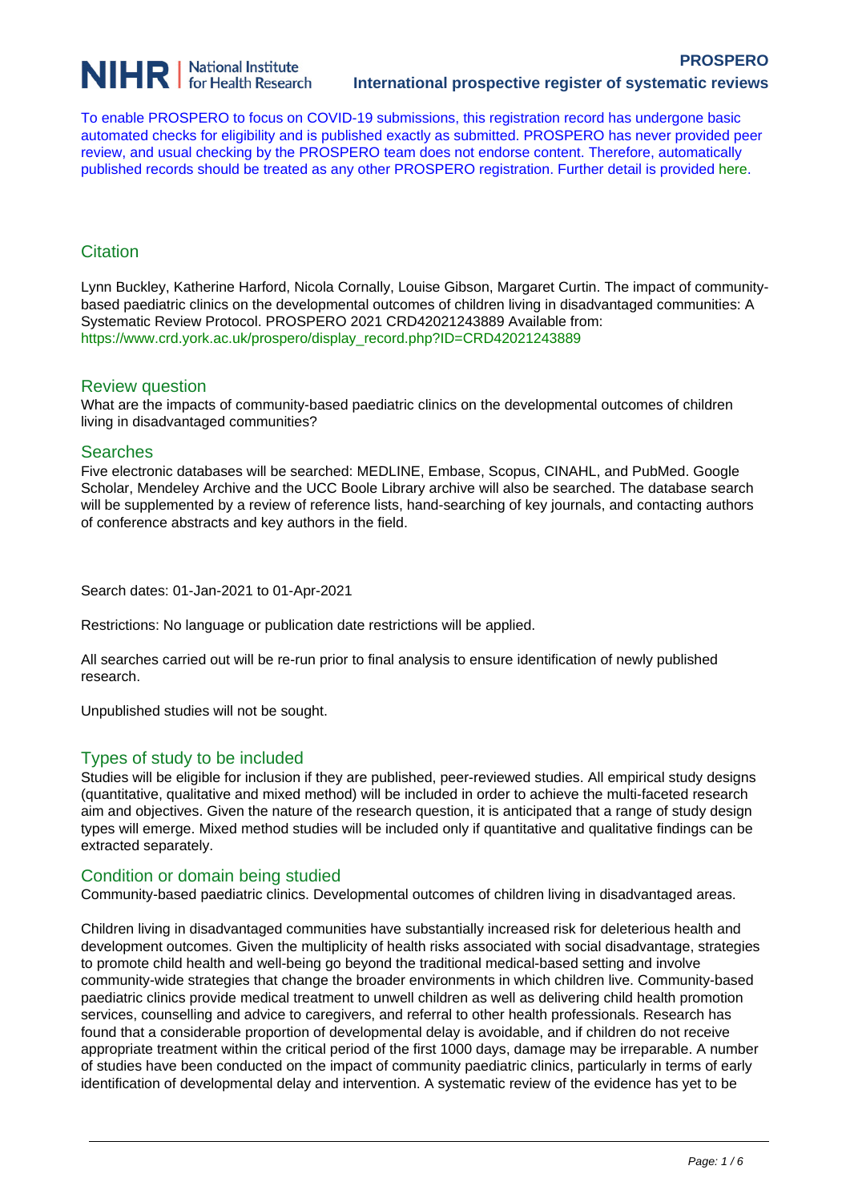To enable PROSPERO to focus on COVID-19 submissions, this registration record has undergone basic automated checks for eligibility and is published exactly as submitted. PROSPERO has never provided peer review, and usual checking by the PROSPERO team does not endorse content. Therefore, automatically published records should be treated as any other PROSPERO registration. Further detail is provided here.

## Citation

Lynn Buckley, Katherine Harford, Nicola Cornally, Louise Gibson, Margaret Curtin. The impact of community-based paediatric clinics on the developmental outcomes of children living in disadvantaged communities: A Systematic Review Protocol. PROSPERO 2021 CRD42021243889 Available from: https://www.crd.york.ac.uk/prospero/display_record.php?ID=CRD42021243889

## Review question

What are the impacts of community-based paediatric clinics on the developmental outcomes of children living in disadvantaged communities?

## Searches

Five electronic databases will be searched: MEDLINE, Embase, Scopus, CINAHL, and PubMed. Google Scholar, Mendeley Archive and the UCC Boole Library archive will also be searched. The database search will be supplemented by a review of reference lists, hand-searching of key journals, and contacting authors of conference abstracts and key authors in the field.

Search dates: 01-Jan-2021 to 01-Apr-2021

Restrictions: No language or publication date restrictions will be applied.

All searches carried out will be re-run prior to final analysis to ensure identification of newly published research.

Unpublished studies will not be sought.

## Types of study to be included

Studies will be eligible for inclusion if they are published, peer-reviewed studies. All empirical study designs (quantitative, qualitative and mixed method) will be included in order to achieve the multi-faceted research aim and objectives. Given the nature of the research question, it is anticipated that a range of study design types will emerge. Mixed method studies will be included only if quantitative and qualitative findings can be extracted separately.

## Condition or domain being studied

Community-based paediatric clinics. Developmental outcomes of children living in disadvantaged areas.

Children living in disadvantaged communities have substantially increased risk for deleterious health and development outcomes. Given the multiplicity of health risks associated with social disadvantage, strategies to promote child health and well-being go beyond the traditional medical-based setting and involve community-wide strategies that change the broader environments in which children live. Community-based paediatric clinics provide medical treatment to unwell children as well as delivering child health promotion services, counselling and advice to caregivers, and referral to other health professionals. Research has found that a considerable proportion of developmental delay is avoidable, and if children do not receive appropriate treatment within the critical period of the first 1000 days, damage may be irreparable. A number of studies have been conducted on the impact of community paediatric clinics, particularly in terms of early identification of developmental delay and intervention. A systematic review of the evidence has yet to be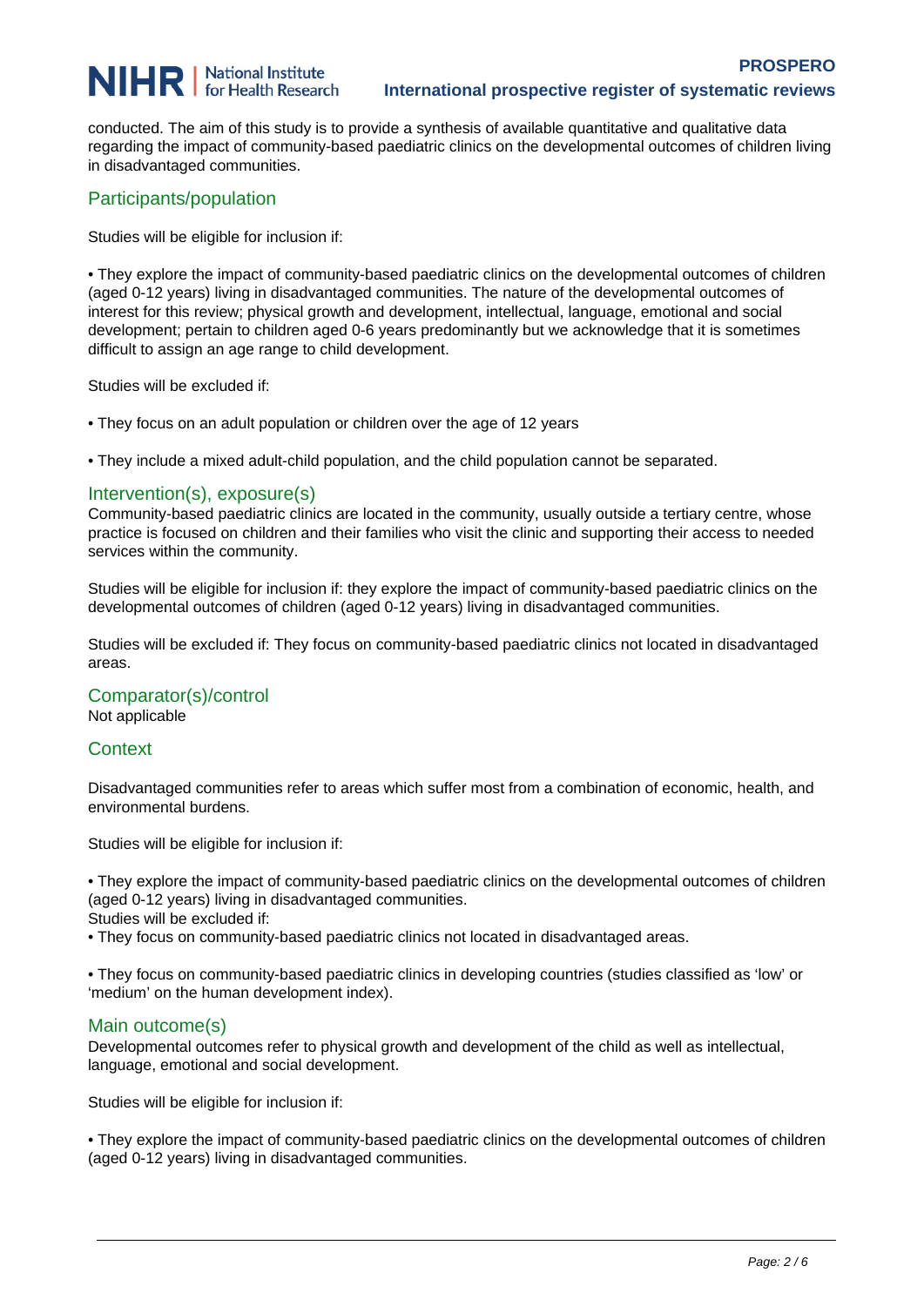conducted. The aim of this study is to provide a synthesis of available quantitative and qualitative data regarding the impact of community-based paediatric clinics on the developmental outcomes of children living in disadvantaged communities.

## Participants/population

Studies will be eligible for inclusion if:

• They explore the impact of community-based paediatric clinics on the developmental outcomes of children (aged 0-12 years) living in disadvantaged communities. The nature of the developmental outcomes of interest for this review; physical growth and development, intellectual, language, emotional and social development; pertain to children aged 0-6 years predominantly but we acknowledge that it is sometimes difficult to assign an age range to child development.

Studies will be excluded if:

• They focus on an adult population or children over the age of 12 years

• They include a mixed adult-child population, and the child population cannot be separated.

## Intervention(s), exposure(s)

Community-based paediatric clinics are located in the community, usually outside a tertiary centre, whose practice is focused on children and their families who visit the clinic and supporting their access to needed services within the community.

Studies will be eligible for inclusion if: they explore the impact of community-based paediatric clinics on the developmental outcomes of children (aged 0-12 years) living in disadvantaged communities.

Studies will be excluded if: They focus on community-based paediatric clinics not located in disadvantaged areas.

## Comparator(s)/control

Not applicable

## Context

Disadvantaged communities refer to areas which suffer most from a combination of economic, health, and environmental burdens.

Studies will be eligible for inclusion if:

• They explore the impact of community-based paediatric clinics on the developmental outcomes of children (aged 0-12 years) living in disadvantaged communities.

Studies will be excluded if:

• They focus on community-based paediatric clinics not located in disadvantaged areas.

• They focus on community-based paediatric clinics in developing countries (studies classified as 'low' or 'medium' on the human development index).

## Main outcome(s)

Developmental outcomes refer to physical growth and development of the child as well as intellectual, language, emotional and social development.

Studies will be eligible for inclusion if:

• They explore the impact of community-based paediatric clinics on the developmental outcomes of children (aged 0-12 years) living in disadvantaged communities.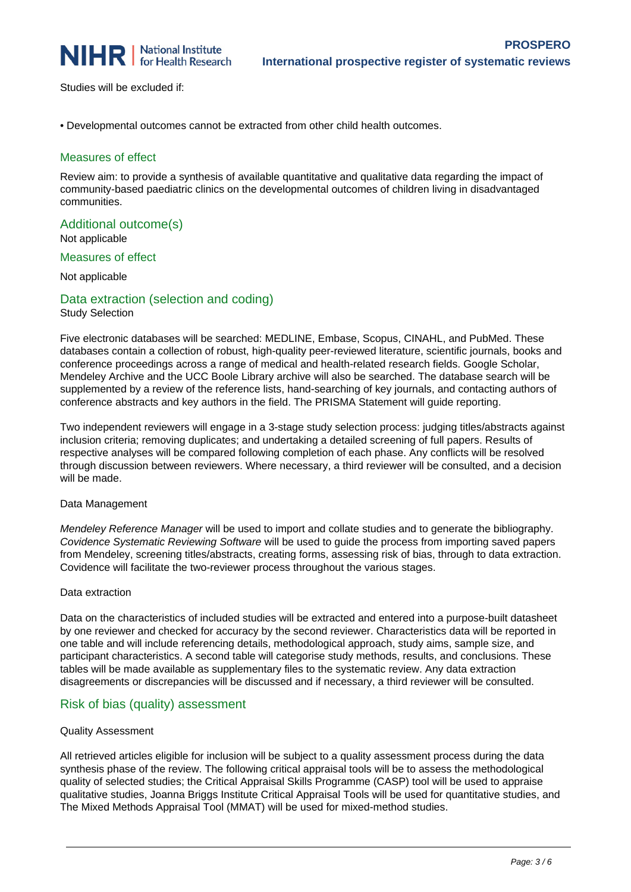Studies will be excluded if:

- Developmental outcomes cannot be extracted from other child health outcomes.

## Measures of effect

Review aim: to provide a synthesis of available quantitative and qualitative data regarding the impact of community-based paediatric clinics on the developmental outcomes of children living in disadvantaged communities.

## Additional outcome(s)

Not applicable

## Measures of effect

Not applicable

## Data extraction (selection and coding)

Study Selection

Five electronic databases will be searched: MEDLINE, Embase, Scopus, CINAHL, and PubMed. These databases contain a collection of robust, high-quality peer-reviewed literature, scientific journals, books and conference proceedings across a range of medical and health-related research fields. Google Scholar, Mendeley Archive and the UCC Boole Library archive will also be searched. The database search will be supplemented by a review of the reference lists, hand-searching of key journals, and contacting authors of conference abstracts and key authors in the field. The PRISMA Statement will guide reporting.

Two independent reviewers will engage in a 3-stage study selection process: judging titles/abstracts against inclusion criteria; removing duplicates; and undertaking a detailed screening of full papers. Results of respective analyses will be compared following completion of each phase. Any conflicts will be resolved through discussion between reviewers. Where necessary, a third reviewer will be consulted, and a decision will be made.

Data Management

*Mendeley Reference Manager* will be used to import and collate studies and to generate the bibliography. *Covidence Systematic Reviewing Software* will be used to guide the process from importing saved papers from Mendeley, screening titles/abstracts, creating forms, assessing risk of bias, through to data extraction. Covidence will facilitate the two-reviewer process throughout the various stages.

Data extraction

Data on the characteristics of included studies will be extracted and entered into a purpose-built datasheet by one reviewer and checked for accuracy by the second reviewer. Characteristics data will be reported in one table and will include referencing details, methodological approach, study aims, sample size, and participant characteristics. A second table will categorise study methods, results, and conclusions. These tables will be made available as supplementary files to the systematic review. Any data extraction disagreements or discrepancies will be discussed and if necessary, a third reviewer will be consulted.

## Risk of bias (quality) assessment

Quality Assessment

All retrieved articles eligible for inclusion will be subject to a quality assessment process during the data synthesis phase of the review. The following critical appraisal tools will be to assess the methodological quality of selected studies; the Critical Appraisal Skills Programme (CASP) tool will be used to appraise qualitative studies, Joanna Briggs Institute Critical Appraisal Tools will be used for quantitative studies, and The Mixed Methods Appraisal Tool (MMAT) will be used for mixed-method studies.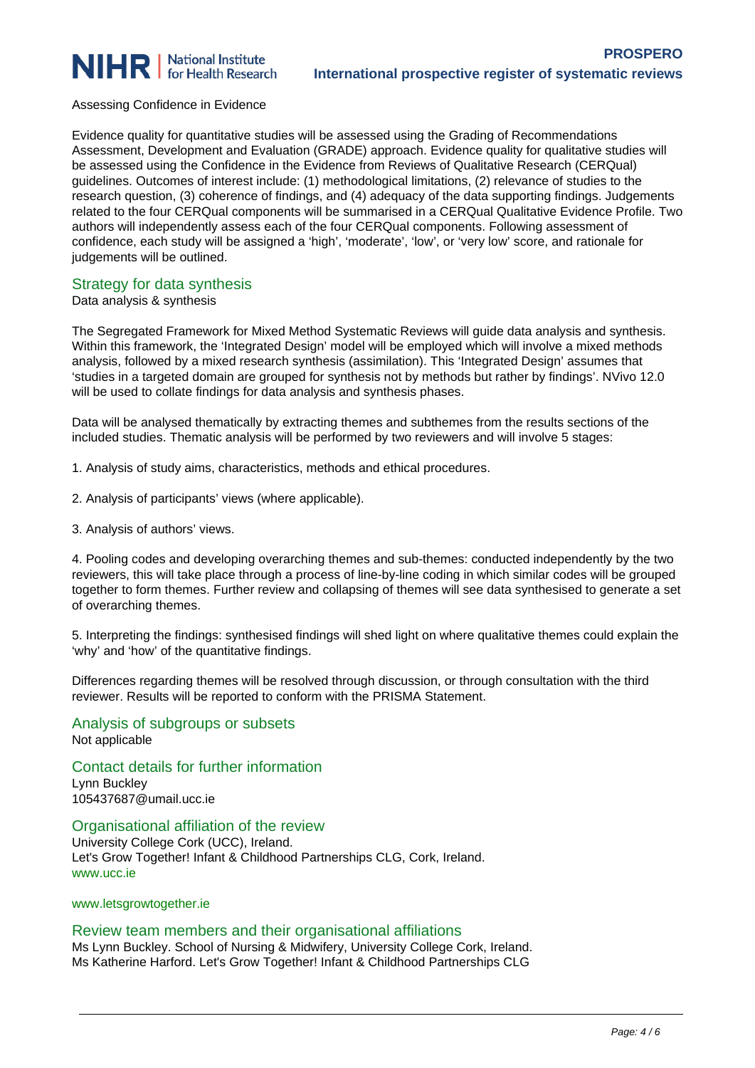Assessing Confidence in Evidence

Evidence quality for quantitative studies will be assessed using the Grading of Recommendations Assessment, Development and Evaluation (GRADE) approach. Evidence quality for qualitative studies will be assessed using the Confidence in the Evidence from Reviews of Qualitative Research (CERQual) guidelines. Outcomes of interest include: (1) methodological limitations, (2) relevance of studies to the research question, (3) coherence of findings, and (4) adequacy of the data supporting findings. Judgements related to the four CERQual components will be summarised in a CERQual Qualitative Evidence Profile. Two authors will independently assess each of the four CERQual components. Following assessment of confidence, each study will be assigned a 'high', 'moderate', 'low', or 'very low' score, and rationale for judgements will be outlined.

## Strategy for data synthesis

Data analysis & synthesis

The Segregated Framework for Mixed Method Systematic Reviews will guide data analysis and synthesis. Within this framework, the 'Integrated Design' model will be employed which will involve a mixed methods analysis, followed by a mixed research synthesis (assimilation). This 'Integrated Design' assumes that 'studies in a targeted domain are grouped for synthesis not by methods but rather by findings'. NVivo 12.0 will be used to collate findings for data analysis and synthesis phases.

Data will be analysed thematically by extracting themes and subthemes from the results sections of the included studies. Thematic analysis will be performed by two reviewers and will involve 5 stages:

1. Analysis of study aims, characteristics, methods and ethical procedures.

2. Analysis of participants' views (where applicable).

3. Analysis of authors' views.

4. Pooling codes and developing overarching themes and sub-themes: conducted independently by the two reviewers, this will take place through a process of line-by-line coding in which similar codes will be grouped together to form themes. Further review and collapsing of themes will see data synthesised to generate a set of overarching themes.

5. Interpreting the findings: synthesised findings will shed light on where qualitative themes could explain the 'why' and 'how' of the quantitative findings.

Differences regarding themes will be resolved through discussion, or through consultation with the third reviewer. Results will be reported to conform with the PRISMA Statement.

## Analysis of subgroups or subsets

Not applicable

## Contact details for further information

Lynn Buckley
105437687@umail.ucc.ie

## Organisational affiliation of the review

University College Cork (UCC), Ireland.
Let's Grow Together! Infant & Childhood Partnerships CLG, Cork, Ireland.
www.ucc.ie

www.letsgrowtogether.ie

## Review team members and their organisational affiliations

Ms Lynn Buckley. School of Nursing & Midwifery, University College Cork, Ireland.
Ms Katherine Harford. Let's Grow Together! Infant & Childhood Partnerships CLG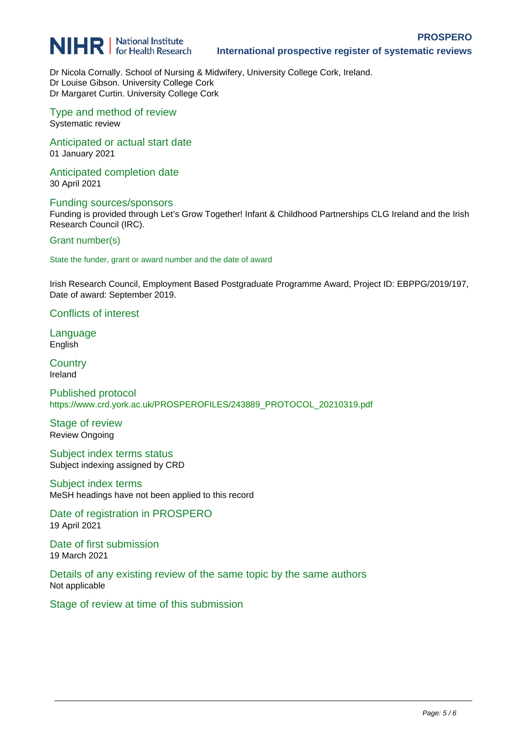Dr Nicola Cornally. School of Nursing & Midwifery, University College Cork, Ireland.
Dr Louise Gibson. University College Cork
Dr Margaret Curtin. University College Cork

### Type and method of review

Systematic review

### Anticipated or actual start date

01 January 2021

### Anticipated completion date

30 April 2021

### Funding sources/sponsors

Funding is provided through Let's Grow Together! Infant & Childhood Partnerships CLG Ireland and the Irish Research Council (IRC).

### Grant number(s)

State the funder, grant or award number and the date of award

Irish Research Council, Employment Based Postgraduate Programme Award, Project ID: EBPPG/2019/197, Date of award: September 2019.

### Conflicts of interest

### Language

English

### Country

Ireland

### Published protocol

https://www.crd.york.ac.uk/PROSPEROFILES/243889_PROTOCOL_20210319.pdf

### Stage of review

Review Ongoing

### Subject index terms status

Subject indexing assigned by CRD

### Subject index terms

MeSH headings have not been applied to this record

### Date of registration in PROSPERO

19 April 2021

### Date of first submission

19 March 2021

### Details of any existing review of the same topic by the same authors

Not applicable

### Stage of review at time of this submission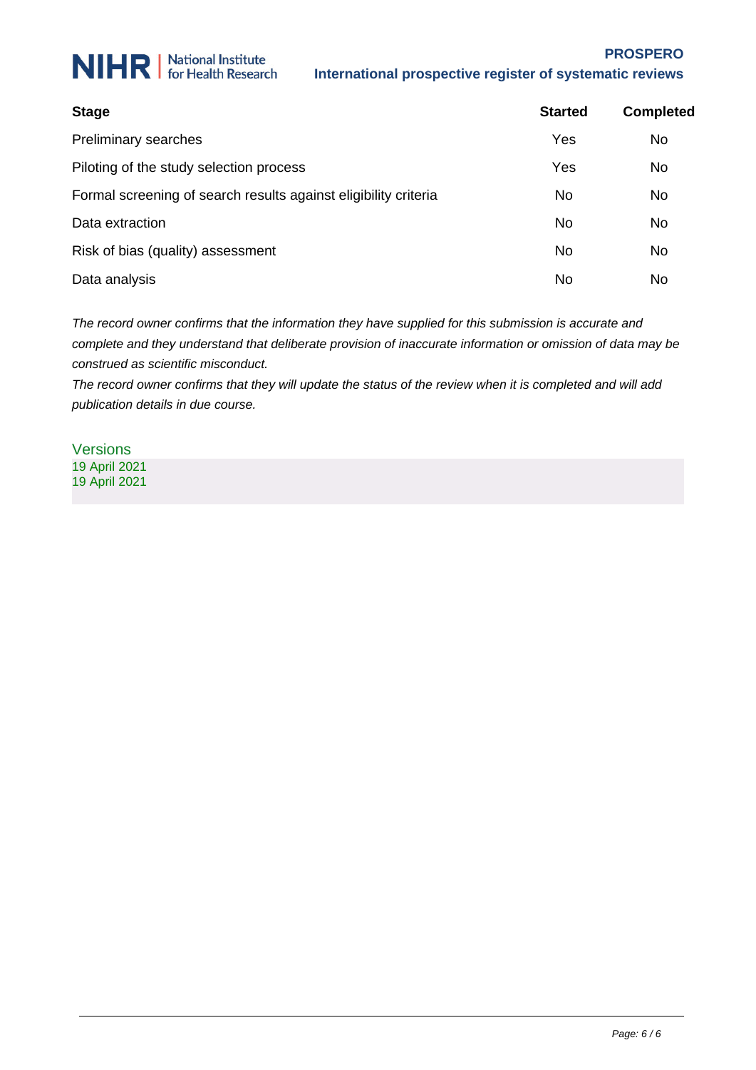| Stage | Started | Completed |
|---|---|---|
| Preliminary searches | Yes | No |
| Piloting of the study selection process | Yes | No |
| Formal screening of search results against eligibility criteria | No | No |
| Data extraction | No | No |
| Risk of bias (quality) assessment | No | No |
| Data analysis | No | No |

*The record owner confirms that the information they have supplied for this submission is accurate and complete and they understand that deliberate provision of inaccurate information or omission of data may be construed as scientific misconduct.*

*The record owner confirms that they will update the status of the review when it is completed and will add publication details in due course.*

## Versions

19 April 2021
19 April 2021